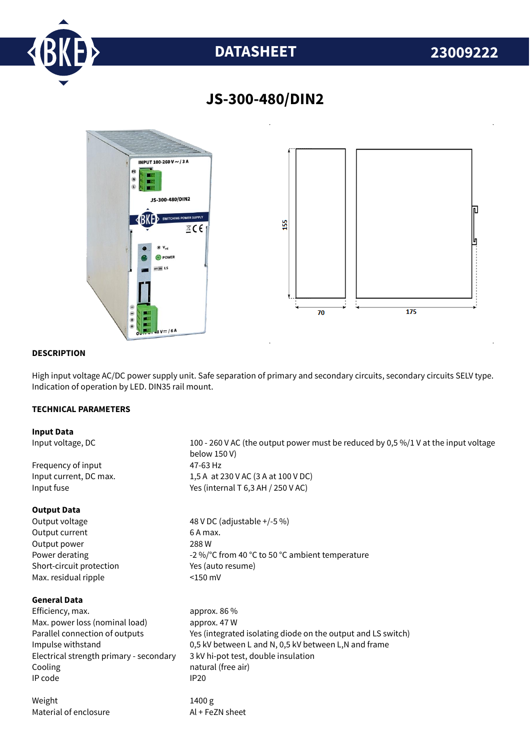# DATASHEET 23009222

## JS-300-480/DIN2

### DESCRIPTION

High input voltage AC/DC power supply unit. Safe separation of primary and secondary circuits, secondary circuits SELV type. Indication of operation by LED. DIN35 rail mount.

### TECHNICAL PARAMETERS

**Input Data**

| | |
|---|---|
| Input voltage, DC | 100 - 260 V AC (the output power must be reduced by 0,5 %/1 V at the input voltage below 150 V) |
| Frequency of input | 47-63 Hz |
| Input current, DC max. | 1,5 A at 230 V AC (3 A at 100 V DC) |
| Input fuse | Yes (internal T 6,3 AH / 250 V AC) |

**Output Data**

| | |
|---|---|
| Output voltage | 48 V DC (adjustable +/-5 %) |
| Output current | 6 A max. |
| Output power | 288 W |
| Power derating | -2 %/°C from 40 °C to 50 °C ambient temperature |
| Short-circuit protection | Yes (auto resume) |
| Max. residual ripple | <150 mV |

**General Data**

| | |
|---|---|
| Efficiency, max. | approx. 86 % |
| Max. power loss (nominal load) | approx. 47 W |
| Parallel connection of outputs | Yes (integrated isolating diode on the output and LS switch) |
| Impulse withstand | 0,5 kV between L and N, 0,5 kV between L,N and frame |
| Electrical strength primary - secondary | 3 kV hi-pot test, double insulation |
| Cooling | natural (free air) |
| IP code | IP20 |
| Weight | 1400 g |
| Material of enclosure | Al + FeZN sheet |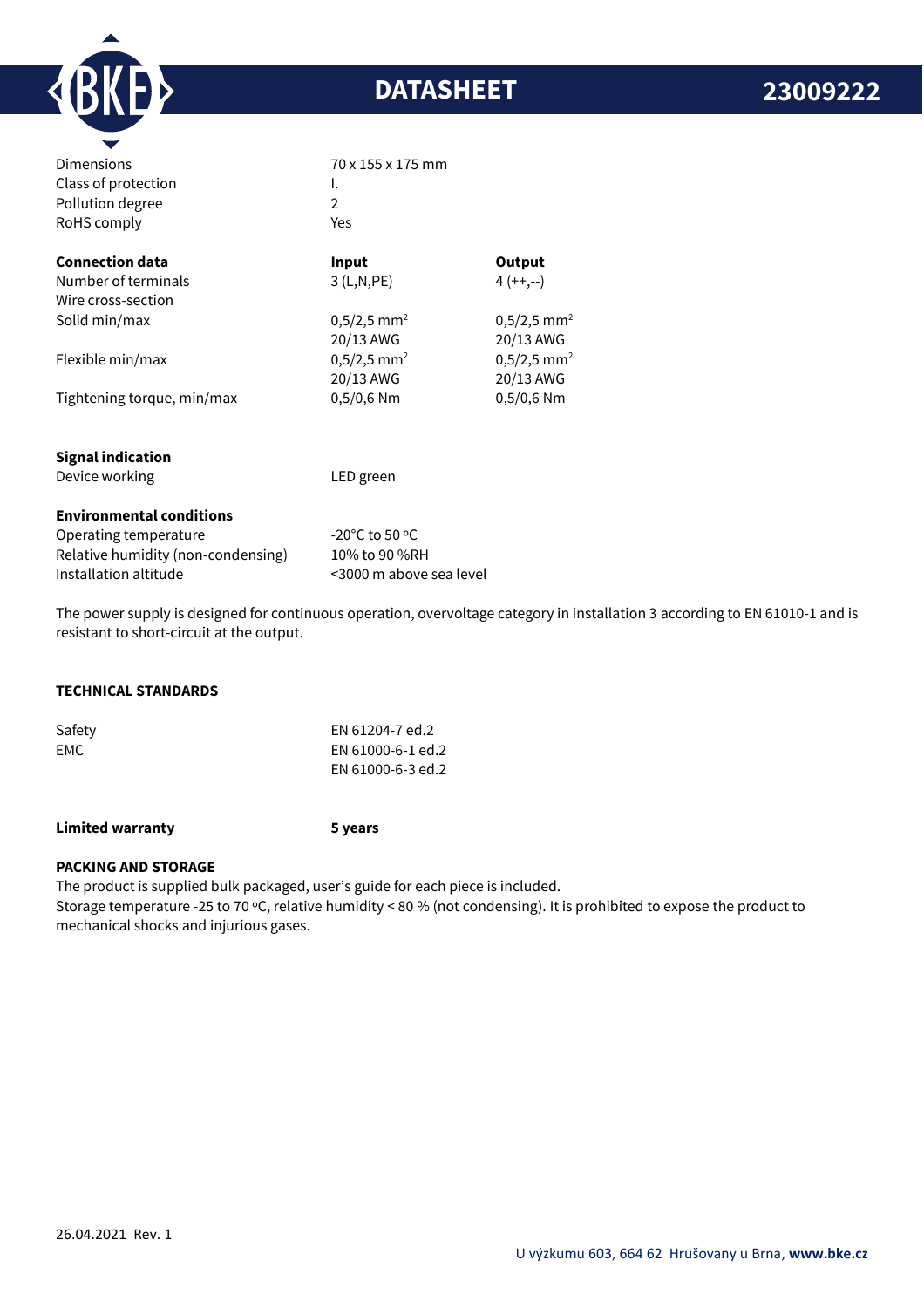| | |
|---|---|
| Dimensions | 70 x 155 x 175 mm |
| Class of protection | I. |
| Pollution degree | 2 |
| RoHS comply | Yes |

| **Connection data** | **Input** | **Output** |
|---|---|---|
| Number of terminals | 3 (L,N,PE) | 4 (++,--) |
| Wire cross-section | | |
| Solid min/max | 0,5/2,5 mm$^2$<br>20/13 AWG | 0,5/2,5 mm$^2$<br>20/13 AWG |
| Flexible min/max | 0,5/2,5 mm$^2$<br>20/13 AWG | 0,5/2,5 mm$^2$<br>20/13 AWG |
| Tightening torque, min/max | 0,5/0,6 Nm | 0,5/0,6 Nm |

| **Signal indication** | |
|---|---|
| Device working | LED green |

| **Environmental conditions** | |
|---|---|
| Operating temperature | -20°C to 50 ºC |
| Relative humidity (non-condensing) | 10% to 90 %RH |
| Installation altitude | <3000 m above sea level |

The power supply is designed for continuous operation, overvoltage category in installation 3 according to EN 61010-1 and is resistant to short-circuit at the output.

## TECHNICAL STANDARDS

| | |
|---|---|
| Safety | EN 61204-7 ed.2 |
| EMC | EN 61000-6-1 ed.2<br>EN 61000-6-3 ed.2 |

**Limited warranty** **5 years**

## PACKING AND STORAGE

The product is supplied bulk packaged, user's guide for each piece is included.
Storage temperature -25 to 70 ºC, relative humidity < 80 % (not condensing). It is prohibited to expose the product to mechanical shocks and injurious gases.

26.04.2021 Rev. 1

U výzkumu 603, 664 62 Hrušovany u Brna, **www.bke.cz**